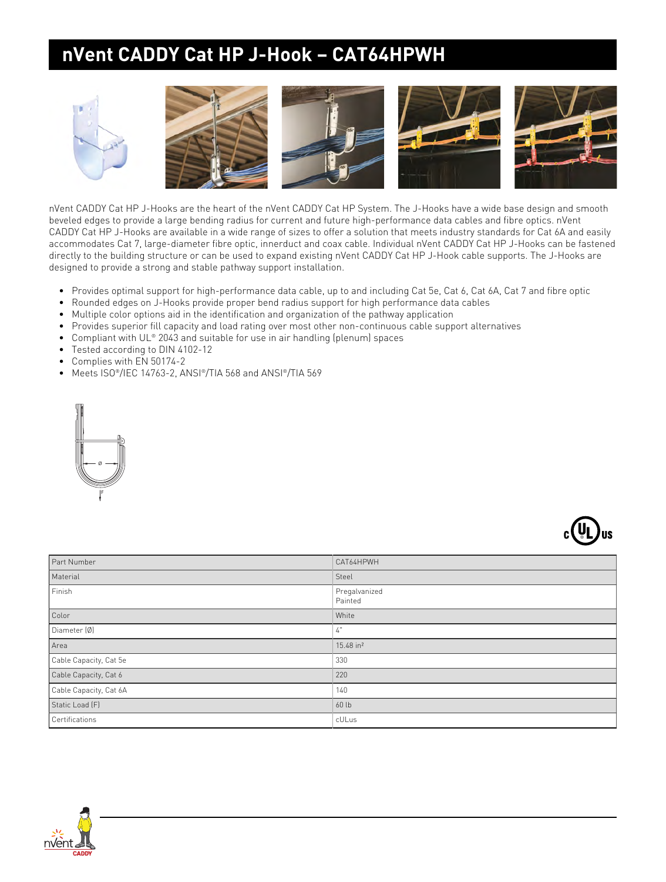# nVent CADDY Cat HP J-Hook – CAT64HPWH

nVent CADDY Cat HP J-Hooks are the heart of the nVent CADDY Cat HP System. The J-Hooks have a wide base design and smooth beveled edges to provide a large bending radius for current and future high-performance data cables and fibre optics. nVent CADDY Cat HP J-Hooks are available in a wide range of sizes to offer a solution that meets industry standards for Cat 6A and easily accommodates Cat 7, large-diameter fibre optic, innerduct and coax cable. Individual nVent CADDY Cat HP J-Hooks can be fastened directly to the building structure or can be used to expand existing nVent CADDY Cat HP J-Hook cable supports. The J-Hooks are designed to provide a strong and stable pathway support installation.

- Provides optimal support for high-performance data cable, up to and including Cat 5e, Cat 6, Cat 6A, Cat 7 and fibre optic
- Rounded edges on J-Hooks provide proper bend radius support for high performance data cables
- Multiple color options aid in the identification and organization of the pathway application
- Provides superior fill capacity and load rating over most other non-continuous cable support alternatives
- Compliant with UL® 2043 and suitable for use in air handling (plenum) spaces
- Tested according to DIN 4102-12
- Complies with EN 50174-2
- Meets ISO®/IEC 14763-2, ANSI®/TIA 568 and ANSI®/TIA 569

| Part Number | CAT64HPWH |
|---|---|
| Material | Steel |
| Finish | Pregalvanized<br>Painted |
| Color | White |
| Diameter (Ø) | 4" |
| Area | 15.48 in² |
| Cable Capacity, Cat 5e | 330 |
| Cable Capacity, Cat 6 | 220 |
| Cable Capacity, Cat 6A | 140 |
| Static Load (F) | 60 lb |
| Certifications | cULus |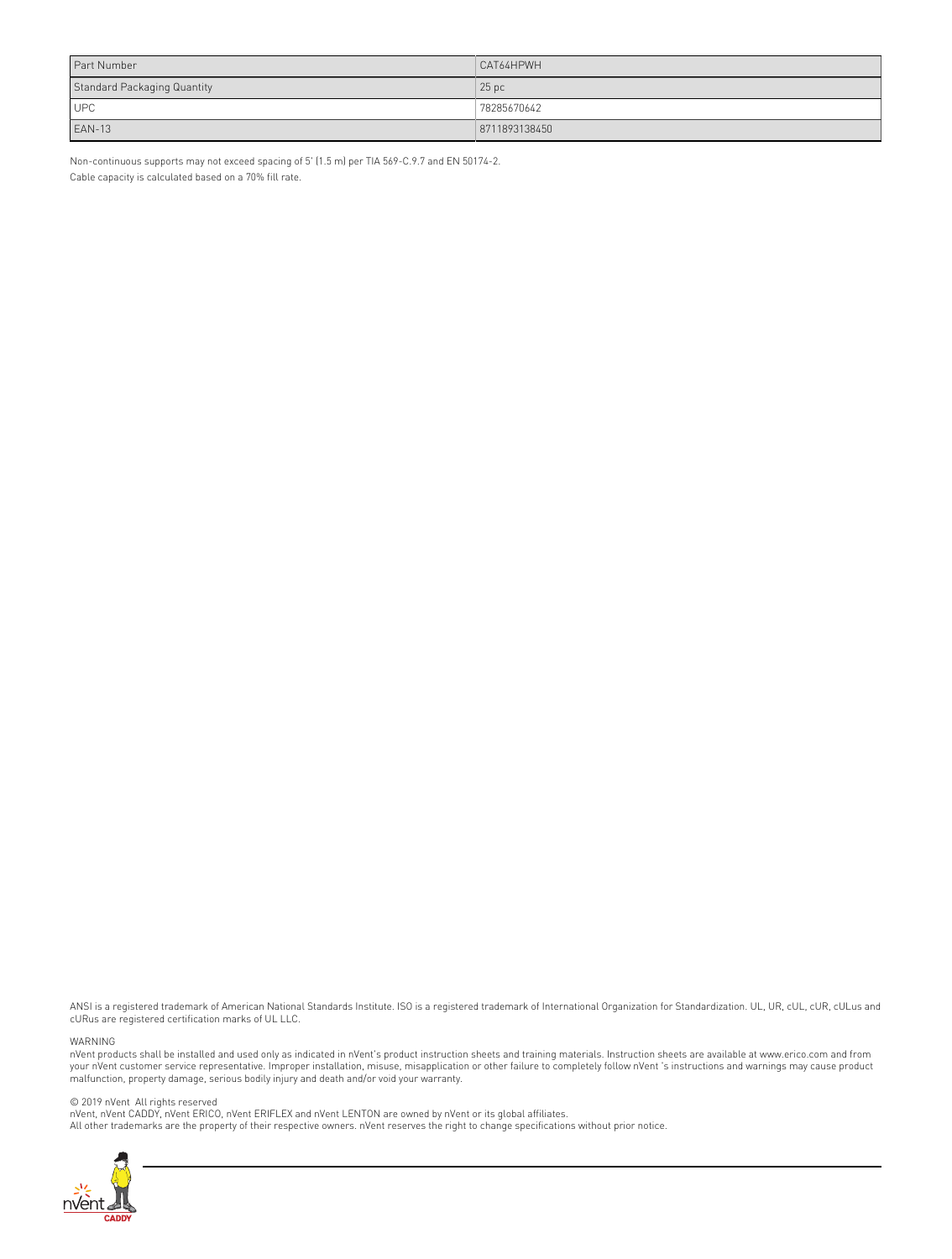| | |
|---|---|
| Part Number | CAT64HPWH |
| Standard Packaging Quantity | 25 pc |
| UPC | 78285670642 |
| EAN-13 | 8711893138450 |

Non-continuous supports may not exceed spacing of 5' (1.5 m) per TIA 569-C.9.7 and EN 50174-2.

Cable capacity is calculated based on a 70% fill rate.

ANSI is a registered trademark of American National Standards Institute. ISO is a registered trademark of International Organization for Standardization. UL, UR, cUL, cUR, cULus and cURus are registered certification marks of UL LLC.

WARNING

nVent products shall be installed and used only as indicated in nVent's product instruction sheets and training materials. Instruction sheets are available at www.erico.com and from your nVent customer service representative. Improper installation, misuse, misapplication or other failure to completely follow nVent 's instructions and warnings may cause product malfunction, property damage, serious bodily injury and death and/or void your warranty.

© 2019 nVent All rights reserved

nVent, nVent CADDY, nVent ERICO, nVent ERIFLEX and nVent LENTON are owned by nVent or its global affiliates.

All other trademarks are the property of their respective owners. nVent reserves the right to change specifications without prior notice.